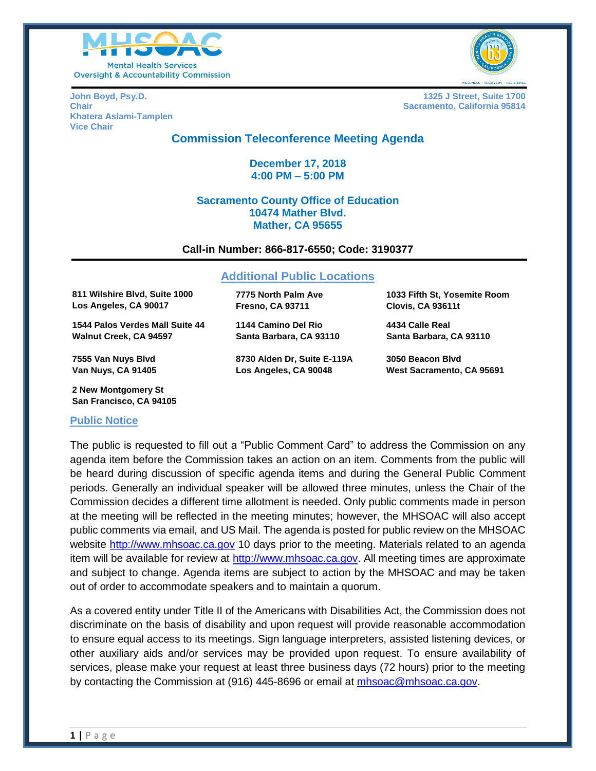MHSOAC

Mental Health Services Oversight & Accountability Commission

**John Boyd, Psy.D.**
**Chair**
**Khatera Aslami-Tamplen**
**Vice Chair**

**1325 J Street, Suite 1700**
**Sacramento, California 95814**

# Commission Teleconference Meeting Agenda

**December 17, 2018**
**4:00 PM – 5:00 PM**

**Sacramento County Office of Education**
**10474 Mather Blvd.**
**Mather, CA 95655**

**Call-in Number: 866-817-6550; Code: 3190377**

## Additional Public Locations

**811 Wilshire Blvd, Suite 1000**
**Los Angeles, CA 90017**

**7775 North Palm Ave**
**Fresno, CA 93711**

**1033 Fifth St, Yosemite Room**
**Clovis, CA 93611t**

**1544 Palos Verdes Mall Suite 44**
**Walnut Creek, CA 94597**

**1144 Camino Del Rio**
**Santa Barbara, CA 93110**

**4434 Calle Real**
**Santa Barbara, CA 93110**

**7555 Van Nuys Blvd**
**Van Nuys, CA 91405**

**8730 Alden Dr, Suite E-119A**
**Los Angeles, CA 90048**

**3050 Beacon Blvd**
**West Sacramento, CA 95691**

**2 New Montgomery St**
**San Francisco, CA 94105**

## Public Notice

The public is requested to fill out a "Public Comment Card" to address the Commission on any agenda item before the Commission takes an action on an item. Comments from the public will be heard during discussion of specific agenda items and during the General Public Comment periods. Generally an individual speaker will be allowed three minutes, unless the Chair of the Commission decides a different time allotment is needed. Only public comments made in person at the meeting will be reflected in the meeting minutes; however, the MHSOAC will also accept public comments via email, and US Mail. The agenda is posted for public review on the MHSOAC website http://www.mhsoac.ca.gov 10 days prior to the meeting. Materials related to an agenda item will be available for review at http://www.mhsoac.ca.gov. All meeting times are approximate and subject to change. Agenda items are subject to action by the MHSOAC and may be taken out of order to accommodate speakers and to maintain a quorum.

As a covered entity under Title II of the Americans with Disabilities Act, the Commission does not discriminate on the basis of disability and upon request will provide reasonable accommodation to ensure equal access to its meetings. Sign language interpreters, assisted listening devices, or other auxiliary aids and/or services may be provided upon request. To ensure availability of services, please make your request at least three business days (72 hours) prior to the meeting by contacting the Commission at (916) 445-8696 or email at mhsoac@mhsoac.ca.gov.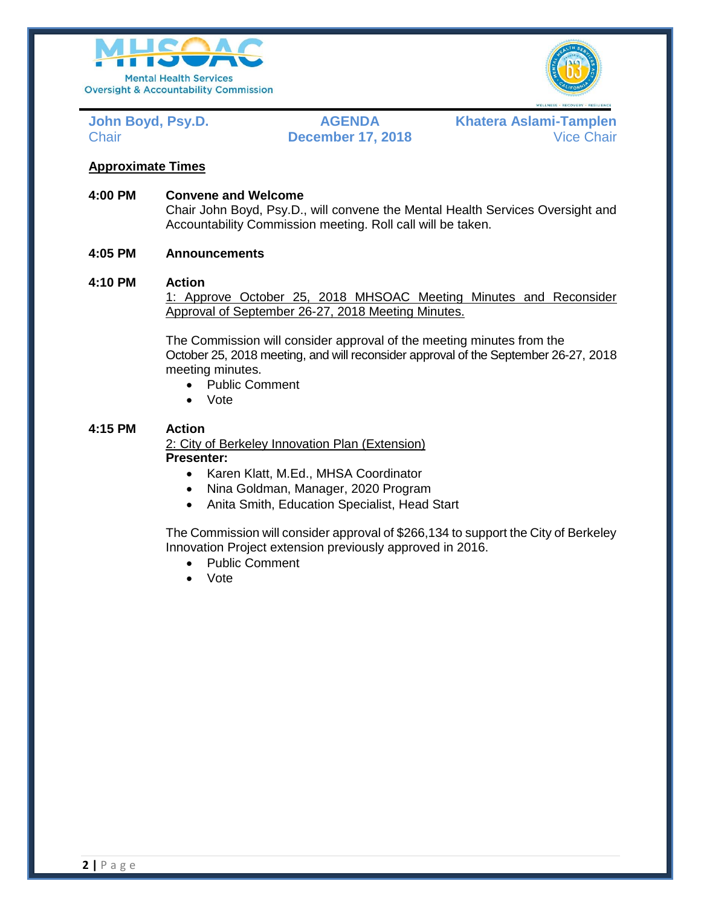Mental Health Services Oversight & Accountability Commission

**John Boyd, Psy.D.**
Chair

**AGENDA**
**December 17, 2018**

**Khatera Aslami-Tamplen**
Vice Chair

**Approximate Times**

**4:00 PM** **Convene and Welcome**

Chair John Boyd, Psy.D., will convene the Mental Health Services Oversight and Accountability Commission meeting. Roll call will be taken.

**4:05 PM** **Announcements**

**4:10 PM** **Action**

1: Approve October 25, 2018 MHSOAC Meeting Minutes and Reconsider Approval of September 26-27, 2018 Meeting Minutes.

The Commission will consider approval of the meeting minutes from the October 25, 2018 meeting, and will reconsider approval of the September 26-27, 2018 meeting minutes.

- Public Comment
- Vote

**4:15 PM** **Action**

2: City of Berkeley Innovation Plan (Extension)

**Presenter:**

- Karen Klatt, M.Ed., MHSA Coordinator
- Nina Goldman, Manager, 2020 Program
- Anita Smith, Education Specialist, Head Start

The Commission will consider approval of $266,134 to support the City of Berkeley Innovation Project extension previously approved in 2016.

- Public Comment
- Vote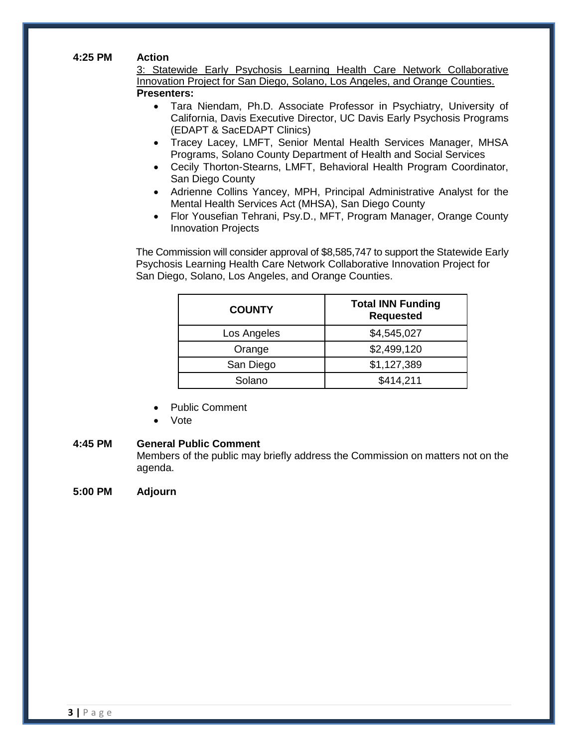**4:25 PM Action**

3: Statewide Early Psychosis Learning Health Care Network Collaborative Innovation Project for San Diego, Solano, Los Angeles, and Orange Counties.

**Presenters:**

- Tara Niendam, Ph.D. Associate Professor in Psychiatry, University of California, Davis Executive Director, UC Davis Early Psychosis Programs (EDAPT & SacEDAPT Clinics)
- Tracey Lacey, LMFT, Senior Mental Health Services Manager, MHSA Programs, Solano County Department of Health and Social Services
- Cecily Thorton-Stearns, LMFT, Behavioral Health Program Coordinator, San Diego County
- Adrienne Collins Yancey, MPH, Principal Administrative Analyst for the Mental Health Services Act (MHSA), San Diego County
- Flor Yousefian Tehrani, Psy.D., MFT, Program Manager, Orange County Innovation Projects

The Commission will consider approval of $8,585,747 to support the Statewide Early Psychosis Learning Health Care Network Collaborative Innovation Project for San Diego, Solano, Los Angeles, and Orange Counties.

| COUNTY | Total INN Funding Requested |
|---|---|
| Los Angeles | $4,545,027 |
| Orange | $2,499,120 |
| San Diego | $1,127,389 |
| Solano | $414,211 |

- Public Comment
- Vote

**4:45 PM General Public Comment**

Members of the public may briefly address the Commission on matters not on the agenda.

**5:00 PM Adjourn**